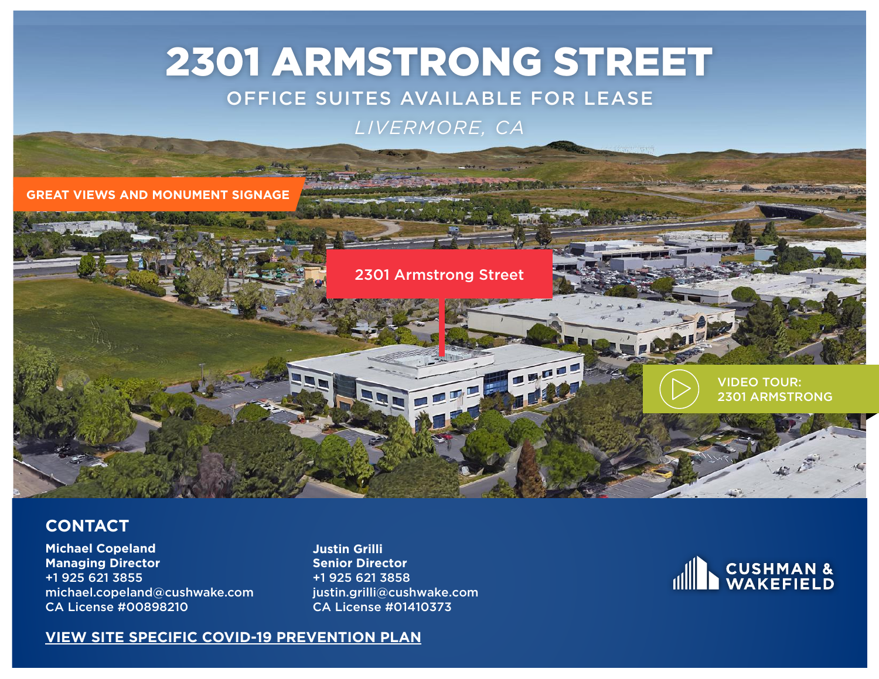# 2301 ARMSTRONG STREET

## OFFICE SUITES AVAILABLE FOR LEASE

*LIVERMORE, CA*

GREAT VIEWS AND MONUMENT SIGNAGE

2301 Armstrong Street

VIDEO TOUR: 2301 ARMSTRONG

## CONTACT

**Michael Copeland**
**Managing Director**
+1 925 621 3855
michael.copeland@cushwake.com
CA License #00898210

**Justin Grilli**
**Senior Director**
+1 925 621 3858
justin.grilli@cushwake.com
CA License #01410373

CUSHMAN & WAKEFIELD

**VIEW SITE SPECIFIC COVID-19 PREVENTION PLAN**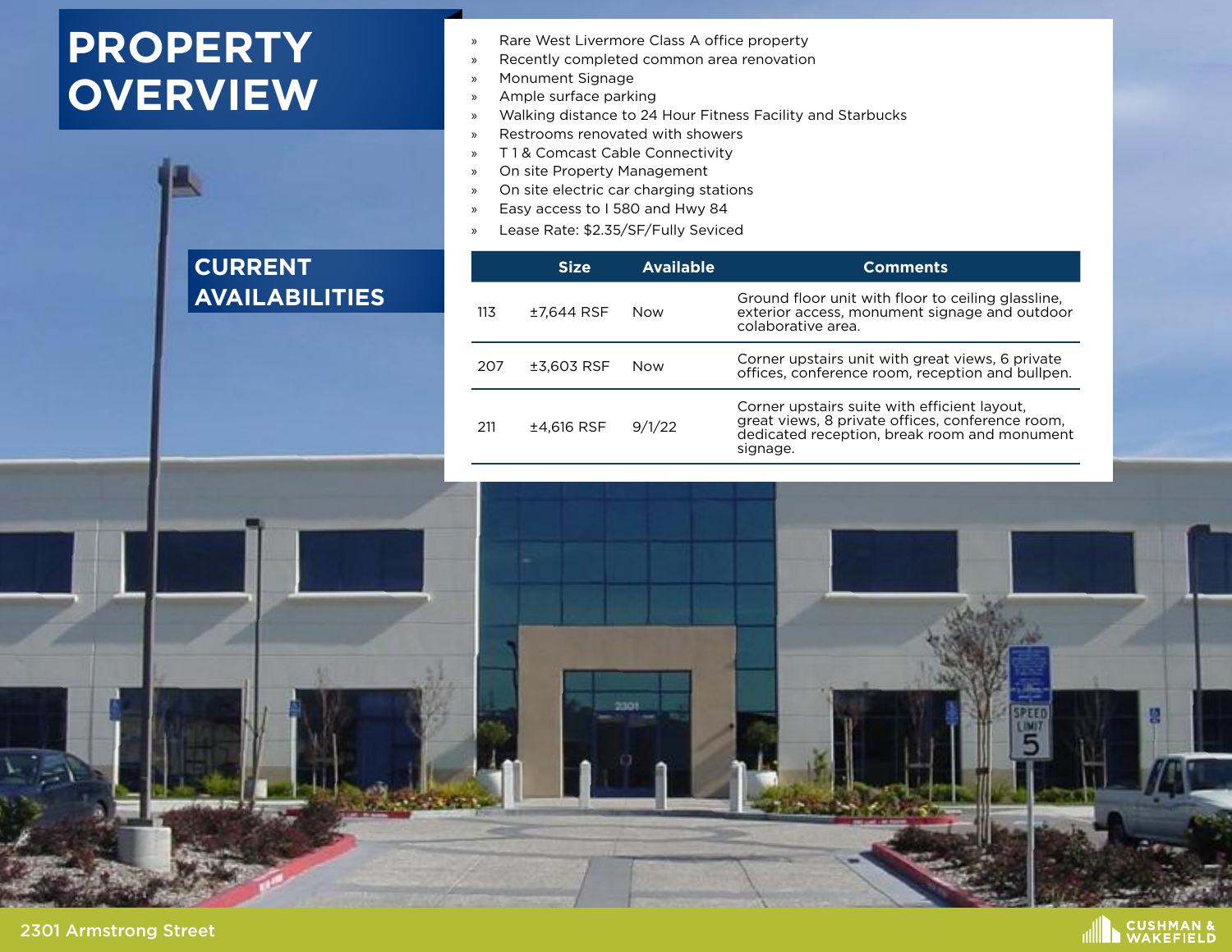# PROPERTY OVERVIEW

- Rare West Livermore Class A office property
- Recently completed common area renovation
- Monument Signage
- Ample surface parking
- Walking distance to 24 Hour Fitness Facility and Starbucks
- Restrooms renovated with showers
- T 1 & Comcast Cable Connectivity
- On site Property Management
- On site electric car charging stations
- Easy access to I 580 and Hwy 84
- Lease Rate: $2.35/SF/Fully Seviced

## CURRENT AVAILABILITIES

| | Size | Available | Comments |
|---|---|---|---|
| 113 | ±7,644 RSF | Now | Ground floor unit with floor to ceiling glassline, exterior access, monument signage and outdoor colaborative area. |
| 207 | ±3,603 RSF | Now | Corner upstairs unit with great views, 6 private offices, conference room, reception and bullpen. |
| 211 | ±4,616 RSF | 9/1/22 | Corner upstairs suite with efficient layout, great views, 8 private offices, conference room, dedicated reception, break room and monument signage. |

2301 Armstrong Street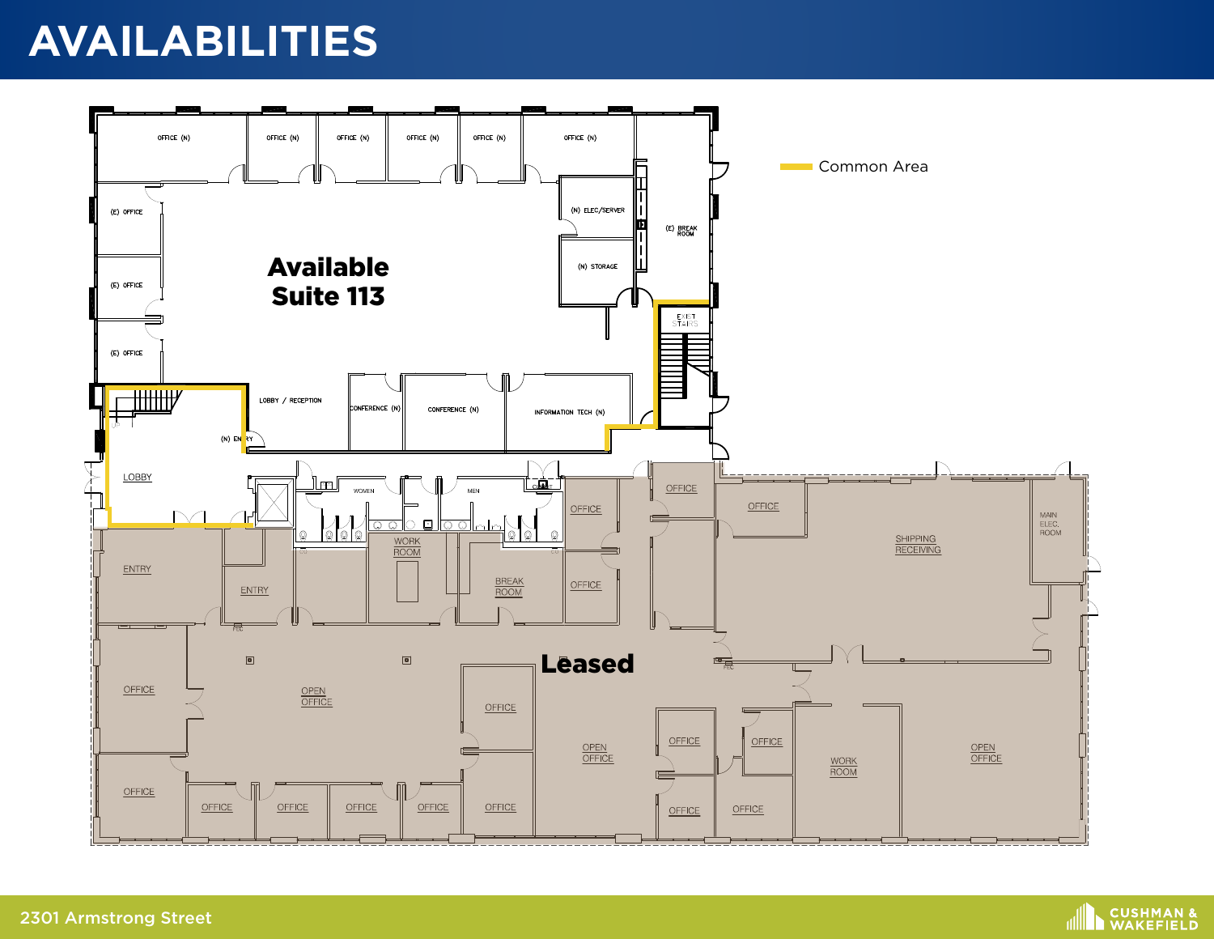# AVAILABILITIES

Common Area

**Available Suite 113**

**Leased**

OFFICE (N) | OFFICE (N) | OFFICE (N) | OFFICE (N) | OFFICE (N) | OFFICE (N)

(E) OFFICE | (E) OFFICE | (E) OFFICE

(N) ELEC/SERVER | (N) STORAGE | (E) BREAK ROOM | EXIT STAIRS

LOBBY / RECEPTION | CONFERENCE (N) | CONFERENCE (N) | INFORMATION TECH (N) | (N) ENTRY | LOBBY

WOMEN | MEN | CLOSET

WORK ROOM | BREAK ROOM | ENTRY | ENTRY | OFFICE | OPEN OFFICE | SHIPPING RECEIVING | MAIN ELEC. ROOM | WORK ROOM

2301 Armstrong Street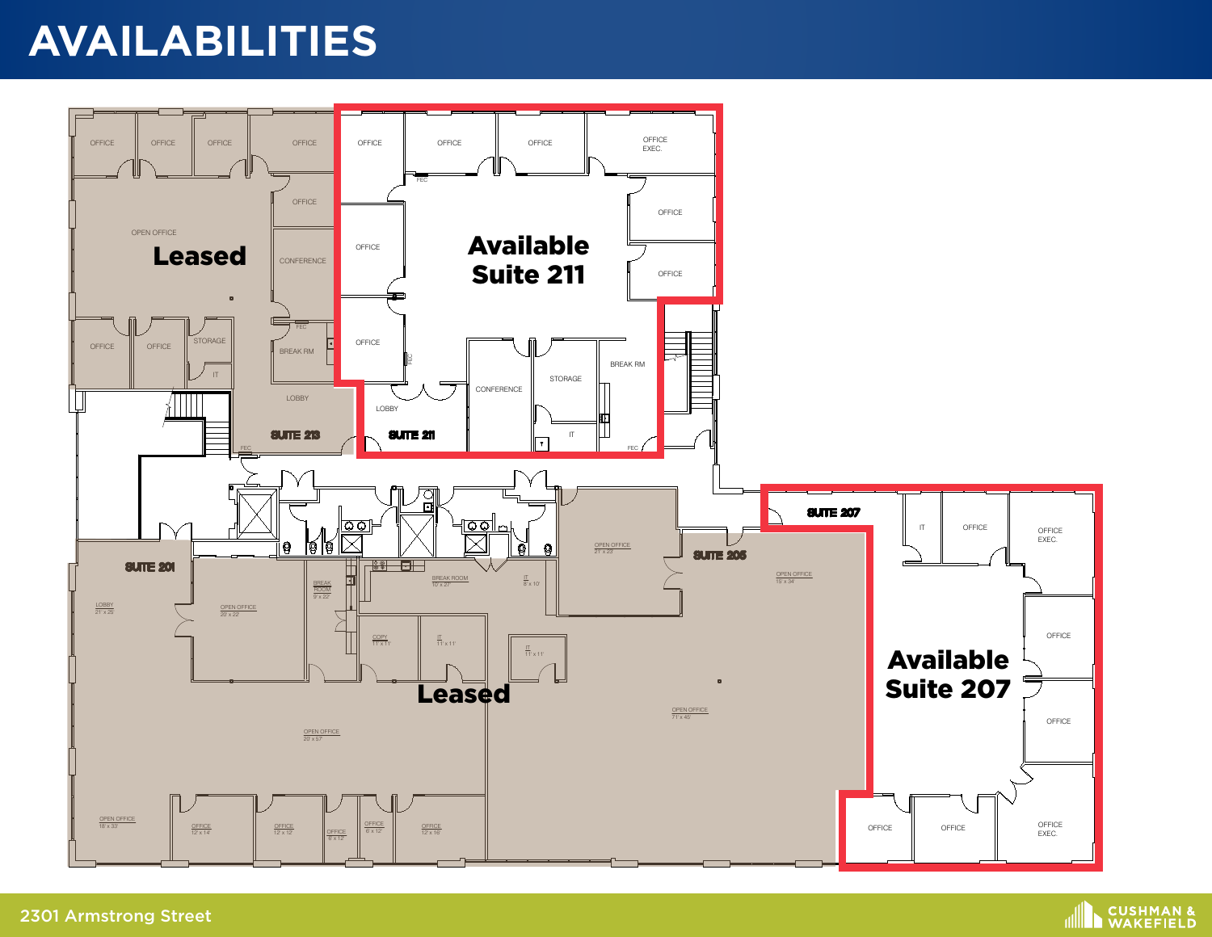# AVAILABILITIES

**Leased**

SUITE 213

**Available Suite 211**

SUITE 211

SUITE 201

**Leased**

SUITE 205

SUITE 207

**Available Suite 207**

2301 Armstrong Street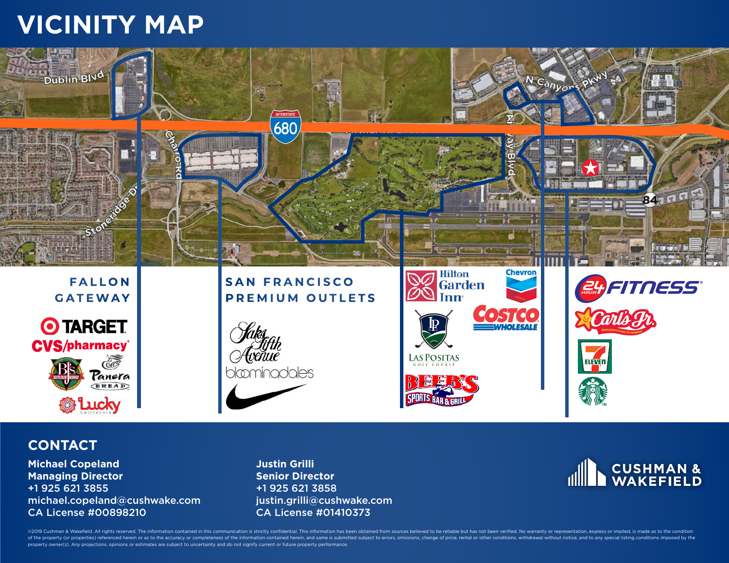# VICINITY MAP

Dublin Blvd

Charro Rd

Stoneridge Dr

INTERSTATE 680

N Canyons Pkwy

Airway Blvd

84

**FALLON GATEWAY**

TARGET

CVS/pharmacy

BJ's Restaurant Brewhouse

Panera Bread

Lucky California

**SAN FRANCISCO PREMIUM OUTLETS**

Saks Fifth Avenue

bloomingdale's

Hilton Garden Inn

Chevron

Las Positas Golf Course

Costco Wholesale

Beeb's Sports Bar & Grill

24 Hour Fitness

Carl's Jr. Charbroiled Burgers

7 Eleven

## CONTACT

**Michael Copeland**
**Managing Director**
**+1 925 621 3855**
**michael.copeland@cushwake.com**
**CA License #00898210**

**Justin Grilli**
**Senior Director**
**+1 925 621 3858**
**justin.grilli@cushwake.com**
**CA License #01410373**

CUSHMAN & WAKEFIELD

©2019 Cushman & Wakefield. All rights reserved. The information contained in this communication is strictly confidential. This information has been obtained from sources believed to be reliable but has not been verified. No warranty or representation, express or implied, is made as to the condition of the property (or properties) referenced herein or as to the accuracy or completeness of the information contained herein, and same is submitted subject to errors, omissions, change of price, rental or other conditions, withdrawal without notice, and to any special listing conditions imposed by the property owner(s). Any projections, opinions or estimates are subject to uncertainty and do not signify current or future property performance.